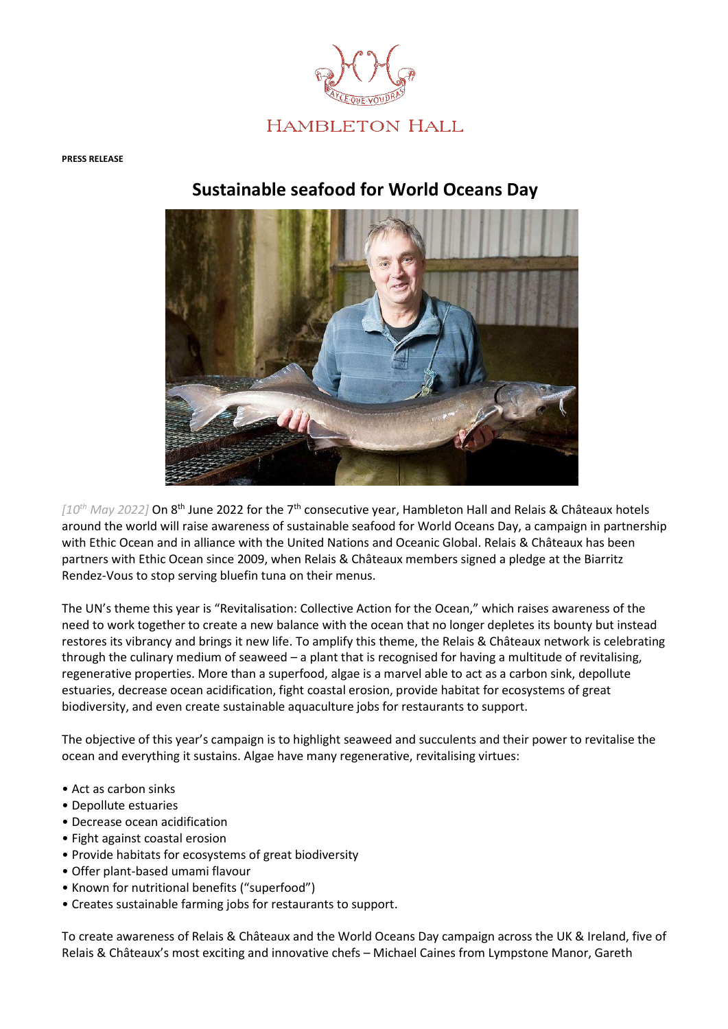HAMBLETON HALL

**PRESS RELEASE**

# Sustainable seafood for World Oceans Day

*[10th May 2022]* On 8th June 2022 for the 7th consecutive year, Hambleton Hall and Relais & Châteaux hotels around the world will raise awareness of sustainable seafood for World Oceans Day, a campaign in partnership with Ethic Ocean and in alliance with the United Nations and Oceanic Global. Relais & Châteaux has been partners with Ethic Ocean since 2009, when Relais & Châteaux members signed a pledge at the Biarritz Rendez-Vous to stop serving bluefin tuna on their menus.

The UN's theme this year is "Revitalisation: Collective Action for the Ocean," which raises awareness of the need to work together to create a new balance with the ocean that no longer depletes its bounty but instead restores its vibrancy and brings it new life. To amplify this theme, the Relais & Châteaux network is celebrating through the culinary medium of seaweed – a plant that is recognised for having a multitude of revitalising, regenerative properties. More than a superfood, algae is a marvel able to act as a carbon sink, depollute estuaries, decrease ocean acidification, fight coastal erosion, provide habitat for ecosystems of great biodiversity, and even create sustainable aquaculture jobs for restaurants to support.

The objective of this year's campaign is to highlight seaweed and succulents and their power to revitalise the ocean and everything it sustains. Algae have many regenerative, revitalising virtues:

- Act as carbon sinks
- Depollute estuaries
- Decrease ocean acidification
- Fight against coastal erosion
- Provide habitats for ecosystems of great biodiversity
- Offer plant-based umami flavour
- Known for nutritional benefits ("superfood")
- Creates sustainable farming jobs for restaurants to support.

To create awareness of Relais & Châteaux and the World Oceans Day campaign across the UK & Ireland, five of Relais & Châteaux's most exciting and innovative chefs – Michael Caines from Lympstone Manor, Gareth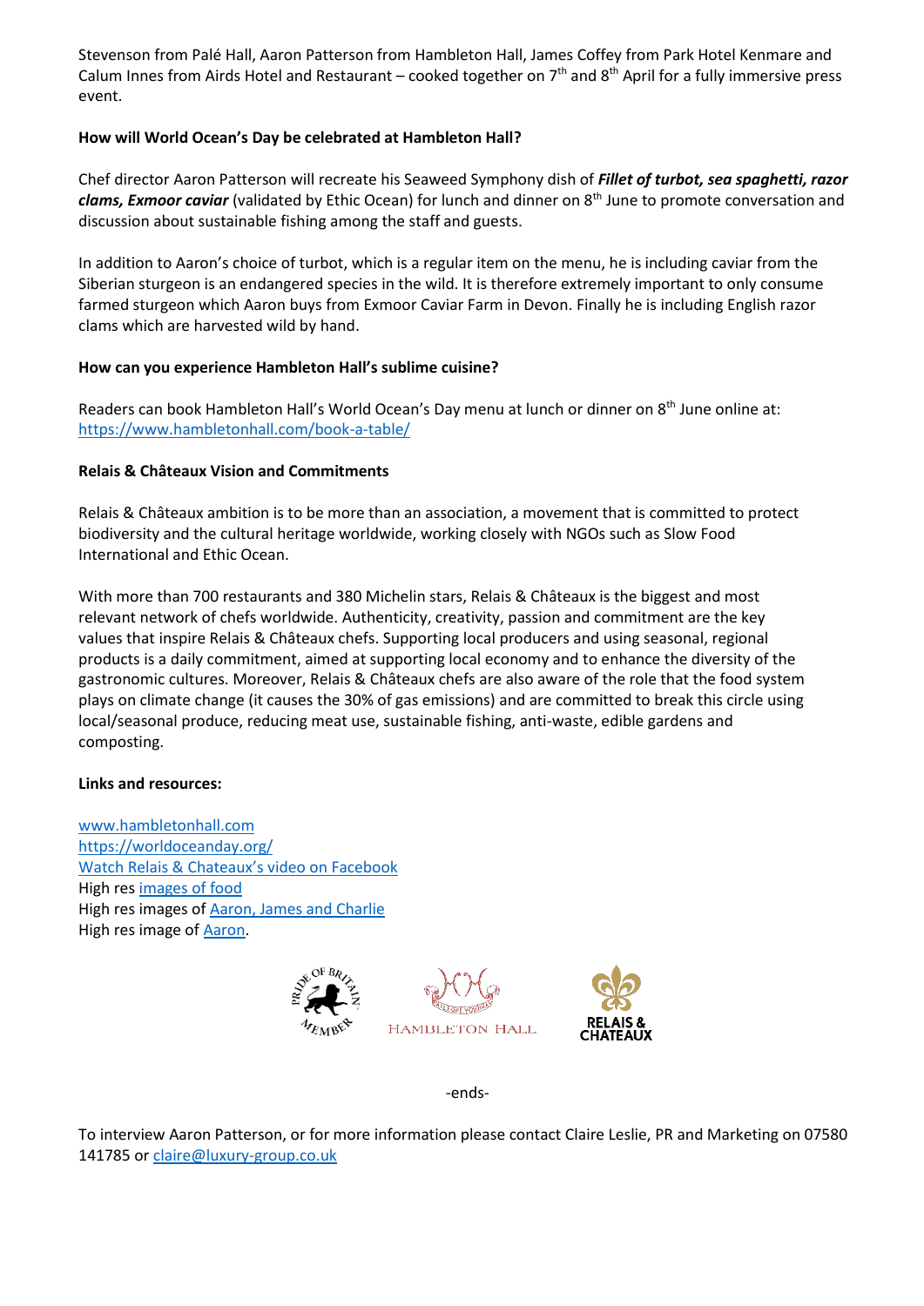Stevenson from Palé Hall, Aaron Patterson from Hambleton Hall, James Coffey from Park Hotel Kenmare and Calum Innes from Airds Hotel and Restaurant – cooked together on 7th and 8th April for a fully immersive press event.

**How will World Ocean's Day be celebrated at Hambleton Hall?**

Chef director Aaron Patterson will recreate his Seaweed Symphony dish of ***Fillet of turbot, sea spaghetti, razor clams, Exmoor caviar*** (validated by Ethic Ocean) for lunch and dinner on 8th June to promote conversation and discussion about sustainable fishing among the staff and guests.

In addition to Aaron's choice of turbot, which is a regular item on the menu, he is including caviar from the Siberian sturgeon is an endangered species in the wild. It is therefore extremely important to only consume farmed sturgeon which Aaron buys from Exmoor Caviar Farm in Devon. Finally he is including English razor clams which are harvested wild by hand.

**How can you experience Hambleton Hall's sublime cuisine?**

Readers can book Hambleton Hall's World Ocean's Day menu at lunch or dinner on 8th June online at: https://www.hambletonhall.com/book-a-table/

**Relais & Châteaux Vision and Commitments**

Relais & Châteaux ambition is to be more than an association, a movement that is committed to protect biodiversity and the cultural heritage worldwide, working closely with NGOs such as Slow Food International and Ethic Ocean.

With more than 700 restaurants and 380 Michelin stars, Relais & Châteaux is the biggest and most relevant network of chefs worldwide. Authenticity, creativity, passion and commitment are the key values that inspire Relais & Châteaux chefs. Supporting local producers and using seasonal, regional products is a daily commitment, aimed at supporting local economy and to enhance the diversity of the gastronomic cultures. Moreover, Relais & Châteaux chefs are also aware of the role that the food system plays on climate change (it causes the 30% of gas emissions) and are committed to break this circle using local/seasonal produce, reducing meat use, sustainable fishing, anti-waste, edible gardens and composting.

**Links and resources:**

www.hambletonhall.com
https://worldoceanday.org/
Watch Relais & Chateaux's video on Facebook
High res images of food
High res images of Aaron, James and Charlie
High res image of Aaron.

PRIDE OF BRITAIN MEMBER | HAMBLETON HALL | RELAIS & CHATEAUX

-ends-

To interview Aaron Patterson, or for more information please contact Claire Leslie, PR and Marketing on 07580 141785 or claire@luxury-group.co.uk